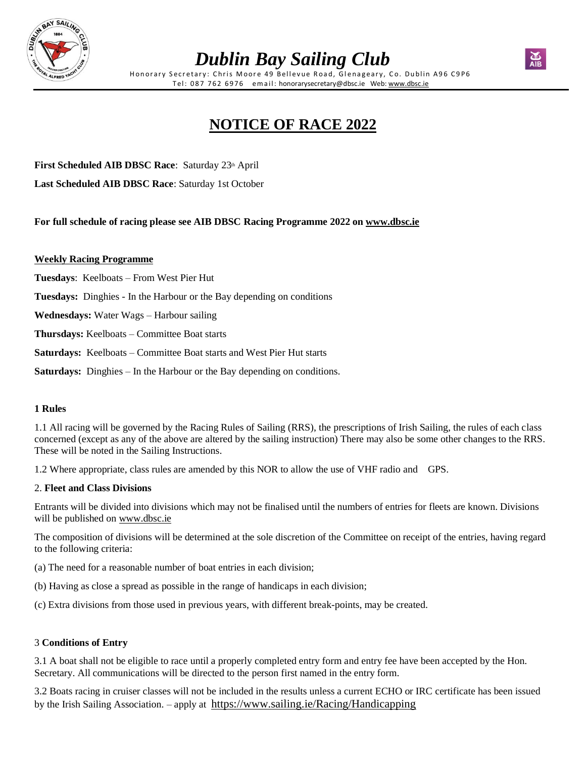# *Dublin Bay Sailing Club*

Honorary Secretary: Chris Moore 49 Bellevue Road, Glenageary, Co. Dublin A96 C9P6
Tel: 087 762 6976 email: honorarysecretary@dbsc.ie Web: www.dbsc.ie

## NOTICE OF RACE 2022

**First Scheduled AIB DBSC Race**: Saturday 23th April

**Last Scheduled AIB DBSC Race**: Saturday 1st October

**For full schedule of racing please see AIB DBSC Racing Programme 2022 on www.dbsc.ie**

**Weekly Racing Programme**

**Tuesdays**: Keelboats – From West Pier Hut

**Tuesdays:** Dinghies - In the Harbour or the Bay depending on conditions

**Wednesdays:** Water Wags – Harbour sailing

**Thursdays:** Keelboats – Committee Boat starts

**Saturdays:** Keelboats – Committee Boat starts and West Pier Hut starts

**Saturdays:** Dinghies – In the Harbour or the Bay depending on conditions.

### 1 Rules

1.1 All racing will be governed by the Racing Rules of Sailing (RRS), the prescriptions of Irish Sailing, the rules of each class concerned (except as any of the above are altered by the sailing instruction) There may also be some other changes to the RRS. These will be noted in the Sailing Instructions.

1.2 Where appropriate, class rules are amended by this NOR to allow the use of VHF radio and GPS.

### 2. Fleet and Class Divisions

Entrants will be divided into divisions which may not be finalised until the numbers of entries for fleets are known. Divisions will be published on www.dbsc.ie

The composition of divisions will be determined at the sole discretion of the Committee on receipt of the entries, having regard to the following criteria:

(a) The need for a reasonable number of boat entries in each division;

(b) Having as close a spread as possible in the range of handicaps in each division;

(c) Extra divisions from those used in previous years, with different break-points, may be created.

### 3 Conditions of Entry

3.1 A boat shall not be eligible to race until a properly completed entry form and entry fee have been accepted by the Hon. Secretary. All communications will be directed to the person first named in the entry form.

3.2 Boats racing in cruiser classes will not be included in the results unless a current ECHO or IRC certificate has been issued by the Irish Sailing Association. – apply at https://www.sailing.ie/Racing/Handicapping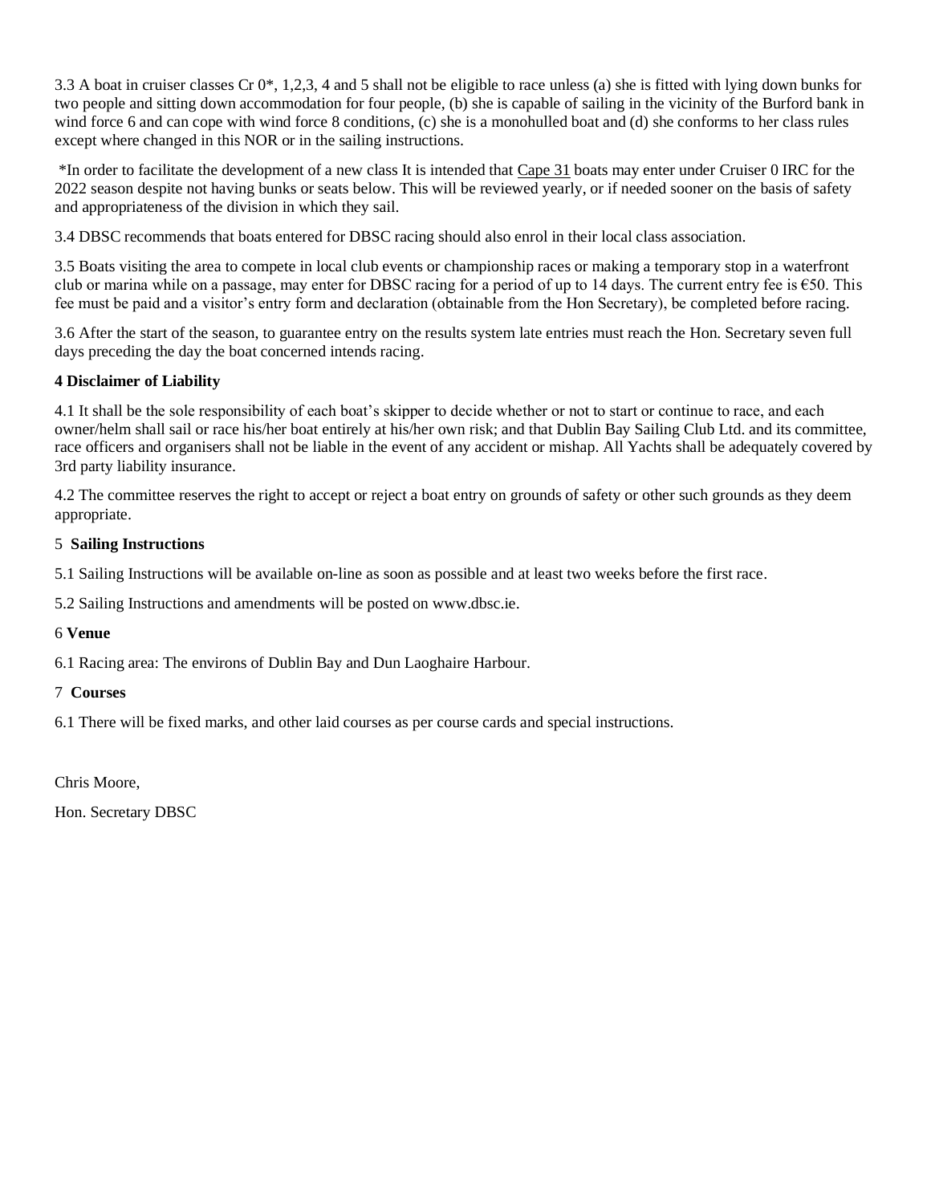3.3 A boat in cruiser classes Cr 0*, 1,2,3, 4 and 5 shall not be eligible to race unless (a) she is fitted with lying down bunks for two people and sitting down accommodation for four people, (b) she is capable of sailing in the vicinity of the Burford bank in wind force 6 and can cope with wind force 8 conditions, (c) she is a monohulled boat and (d) she conforms to her class rules except where changed in this NOR or in the sailing instructions.

*In order to facilitate the development of a new class It is intended that Cape 31 boats may enter under Cruiser 0 IRC for the 2022 season despite not having bunks or seats below. This will be reviewed yearly, or if needed sooner on the basis of safety and appropriateness of the division in which they sail.

3.4 DBSC recommends that boats entered for DBSC racing should also enrol in their local class association.

3.5 Boats visiting the area to compete in local club events or championship races or making a temporary stop in a waterfront club or marina while on a passage, may enter for DBSC racing for a period of up to 14 days. The current entry fee is €50. This fee must be paid and a visitor's entry form and declaration (obtainable from the Hon Secretary), be completed before racing.

3.6 After the start of the season, to guarantee entry on the results system late entries must reach the Hon. Secretary seven full days preceding the day the boat concerned intends racing.

**4 Disclaimer of Liability**

4.1 It shall be the sole responsibility of each boat's skipper to decide whether or not to start or continue to race, and each owner/helm shall sail or race his/her boat entirely at his/her own risk; and that Dublin Bay Sailing Club Ltd. and its committee, race officers and organisers shall not be liable in the event of any accident or mishap. All Yachts shall be adequately covered by 3rd party liability insurance.

4.2 The committee reserves the right to accept or reject a boat entry on grounds of safety or other such grounds as they deem appropriate.

5 **Sailing Instructions**

5.1 Sailing Instructions will be available on-line as soon as possible and at least two weeks before the first race.

5.2 Sailing Instructions and amendments will be posted on www.dbsc.ie.

6 **Venue**

6.1 Racing area: The environs of Dublin Bay and Dun Laoghaire Harbour.

7 **Courses**

6.1 There will be fixed marks, and other laid courses as per course cards and special instructions.

Chris Moore,

Hon. Secretary DBSC